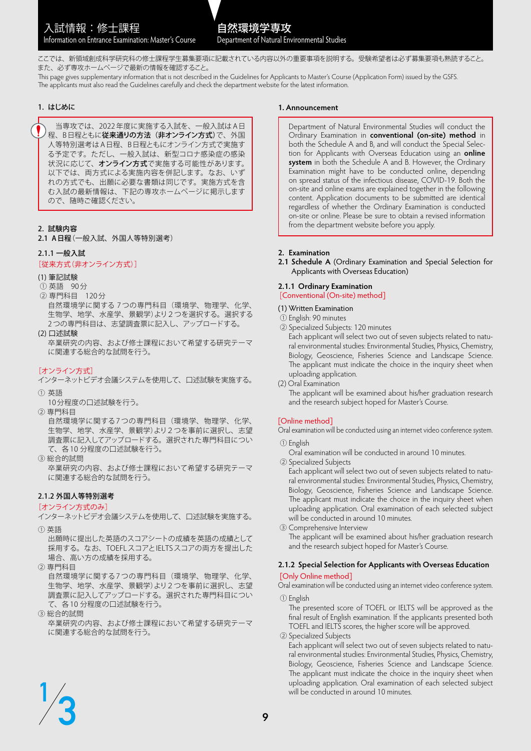# 入試情報：修士課程
Information on Entrance Examination: Master's Course

# 自然環境学専攻
Department of Natural Environmental Studies

ここでは、新領域創成科学研究科の修士課程学生募集要項に記載されている内容以外の重要事項を説明する。受験希望者は必ず募集要項も熟読すること。また、必ず専攻ホームページで最新の情報を確認すること。

This page gives supplementary information that is not described in the Guidelines for Applicants to Master's Course (Application Form) issued by the GSFS. The applicants must also read the Guidelines carefully and check the department website for the latest information.

## 1. はじめに

当専攻では、2022年度に実施する入試を、一般入試はA日程、B日程ともに**従来通りの方法（非オンライン方式）**で、外国人等特別選考はA日程、B日程ともにオンライン方式で実施する予定です。ただし、一般入試は、新型コロナ感染症の感染状況に応じて、**オンライン方式**で実施する可能性があります。以下では、両方式による実施内容を併記します。なお、いずれの方式でも、出願に必要な書類は同じです。実施方式を含む入試の最新情報は、下記の専攻ホームページに掲示しますので、随時ご確認ください。

## 2. 試験内容

### 2.1 A日程（一般入試、外国人等特別選考）

#### 2.1.1 一般入試

［従来方式（非オンライン方式）］

(1) 筆記試験
① 英語　90分
② 専門科目　120分
自然環境学に関する7つの専門科目（環境学、物理学、化学、生物学、地学、水産学、景観学）より2つを選択する。選択する2つの専門科目は、志望調査票に記入し、アップロードする。

(2) 口述試験
卒業研究の内容、および修士課程において希望する研究テーマに関連する総合的な試問を行う。

［オンライン方式］

インターネットビデオ会議システムを使用して、口述試験を実施する。

① 英語
10分程度の口述試験を行う。
② 専門科目
自然環境学に関する7つの専門科目（環境学、物理学、化学、生物学、地学、水産学、景観学）より2つを事前に選択し、志望調査票に記入してアップロードする。選択された専門科目について、各10分程度の口述試験を行う。
③ 総合的試問
卒業研究の内容、および修士課程において希望する研究テーマに関連する総合的な試問を行う。

#### 2.1.2 外国人等特別選考

［オンライン方式のみ］

インターネットビデオ会議システムを使用して、口述試験を実施する。

① 英語
出願時に提出した英語のスコアシートの成績を英語の成績として採用する。なお、TOEFLスコアとIELTSスコアの両方を提出した場合、高い方の成績を採用する。
② 専門科目
自然環境学に関する7つの専門科目（環境学、物理学、化学、生物学、地学、水産学、景観学）より2つを事前に選択し、志望調査票に記入してアップロードする。選択された専門科目について、各10分程度の口述試験を行う。
③ 総合的試問
卒業研究の内容、および修士課程において希望する研究テーマに関連する総合的な試問を行う。

## 1. Announcement

Department of Natural Environmental Studies will conduct the Ordinary Examination in **conventional (on-site) method** in both the Schedule A and B, and will conduct the Special Selection for Applicants with Overseas Education using an **online system** in both the Schedule A and B. However, the Ordinary Examination might have to be conducted online, depending on spread status of the infectious disease, COVID-19. Both the on-site and online exams are explained together in the following content. Application documents to be submitted are identical regardless of whether the Ordinary Examination is conducted on-site or online. Please be sure to obtain a revised information from the department website before you apply.

## 2. Examination

### 2.1 Schedule A (Ordinary Examination and Special Selection for Applicants with Overseas Education)

#### 2.1.1 Ordinary Examination

[Conventional (On-site) method]

(1) Written Examination
① English: 90 minutes
② Specialized Subjects: 120 minutes
Each applicant will select two out of seven subjects related to natural environmental studies: Environmental Studies, Physics, Chemistry, Biology, Geoscience, Fisheries Science and Landscape Science. The applicant must indicate the choice in the inquiry sheet when uploading application.

(2) Oral Examination
The applicant will be examined about his/her graduation research and the research subject hoped for Master's Course.

[Online method]

Oral examination will be conducted using an internet video conference system.

① English
Oral examination will be conducted in around 10 minutes.
② Specialized Subjects
Each applicant will select two out of seven subjects related to natural environmental studies: Environmental Studies, Physics, Chemistry, Biology, Geoscience, Fisheries Science and Landscape Science. The applicant must indicate the choice in the inquiry sheet when uploading application. Oral examination of each selected subject will be conducted in around 10 minutes.
③ Comprehensive Interview
The applicant will be examined about his/her graduation research and the research subject hoped for Master's Course.

#### 2.1.2 Special Selection for Applicants with Overseas Education

[Only Online method]

Oral examination will be conducted using an internet video conference system.

① English
The presented score of TOEFL or IELTS will be approved as the final result of English examination. If the applicants presented both TOEFL and IELTS scores, the higher score will be approved.
② Specialized Subjects
Each applicant will select two out of seven subjects related to natural environmental studies: Environmental Studies, Physics, Chemistry, Biology, Geoscience, Fisheries Science and Landscape Science. The applicant must indicate the choice in the inquiry sheet when uploading application. Oral examination of each selected subject will be conducted in around 10 minutes.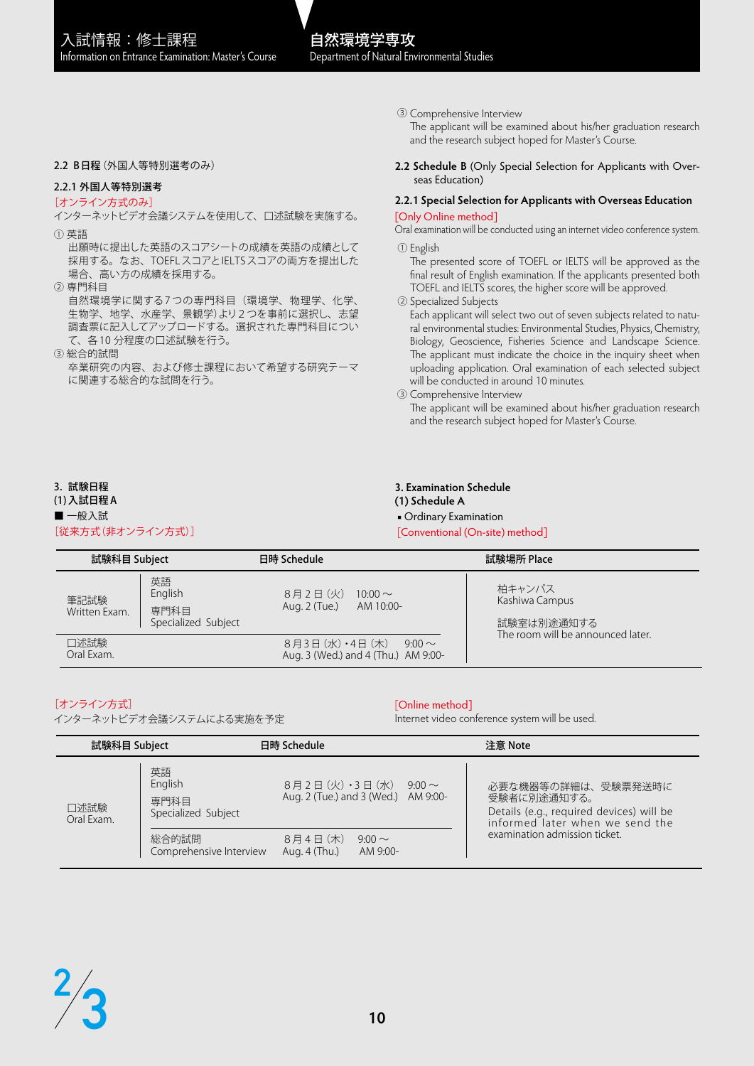③ Comprehensive Interview
The applicant will be examined about his/her graduation research and the research subject hoped for Master's Course.

### 2.2 B日程（外国人等特別選考のみ）

#### 2.2.1 外国人等特別選考

［オンライン方式のみ］
インターネットビデオ会議システムを使用して、口述試験を実施する。

① 英語
出願時に提出した英語のスコアシートの成績を英語の成績として採用する。なお、TOEFLスコアとIELTSスコアの両方を提出した場合、高い方の成績を採用する。

② 専門科目
自然環境学に関する7つの専門科目（環境学、物理学、化学、生物学、地学、水産学、景観学）より２つを事前に選択し、志望調査票に記入してアップロードする。選択された専門科目について、各10分程度の口述試験を行う。

③ 総合的試問
卒業研究の内容、および修士課程において希望する研究テーマに関連する総合的な試問を行う。

### 2.2 Schedule B (Only Special Selection for Applicants with Overseas Education)

#### 2.2.1 Special Selection for Applicants with Overseas Education

[Only Online method]
Oral examination will be conducted using an internet video conference system.

① English
The presented score of TOEFL or IELTS will be approved as the final result of English examination. If the applicants presented both TOEFL and IELTS scores, the higher score will be approved.

② Specialized Subjects
Each applicant will select two out of seven subjects related to natural environmental studies: Environmental Studies, Physics, Chemistry, Biology, Geoscience, Fisheries Science and Landscape Science. The applicant must indicate the choice in the inquiry sheet when uploading application. Oral examination of each selected subject will be conducted in around 10 minutes.

③ Comprehensive Interview
The applicant will be examined about his/her graduation research and the research subject hoped for Master's Course.

## 3. 試験日程 / 3. Examination Schedule

### (1) 入試日程A / (1) Schedule A

■ 一般入試 / ▪ Ordinary Examination

［従来方式（非オンライン方式）］ / [Conventional (On-site) method]

| 試験科目 Subject | | 日時 Schedule | 試験場所 Place |
|---|---|---|---|
| 筆記試験 Written Exam. | 英語 English | 8月2日（火） 10:00～ Aug. 2 (Tue.) AM 10:00- | 柏キャンパス Kashiwa Campus 試験室は別途通知する The room will be announced later. |
| | 専門科目 Specialized Subject | | |
| 口述試験 Oral Exam. | | 8月3日（水）・4日（木） 9:00～ Aug. 3 (Wed.) and 4 (Thu.) AM 9:00- | |

［オンライン方式］
インターネットビデオ会議システムによる実施を予定

[Online method]
Internet video conference system will be used.

| 試験科目 Subject | | 日時 Schedule | 注意 Note |
|---|---|---|---|
| 口述試験 Oral Exam. | 英語 English | 8月2日（火）・3日（水） 9:00～ Aug. 2 (Tue.) and 3 (Wed.) AM 9:00- | 必要な機器等の詳細は、受験票発送時に受験者に別途通知する。 Details (e.g., required devices) will be informed later when we send the examination admission ticket. |
| | 専門科目 Specialized Subject | | |
| | 総合的試問 Comprehensive Interview | 8月4日（木） 9:00～ Aug. 4 (Thu.) AM 9:00- | |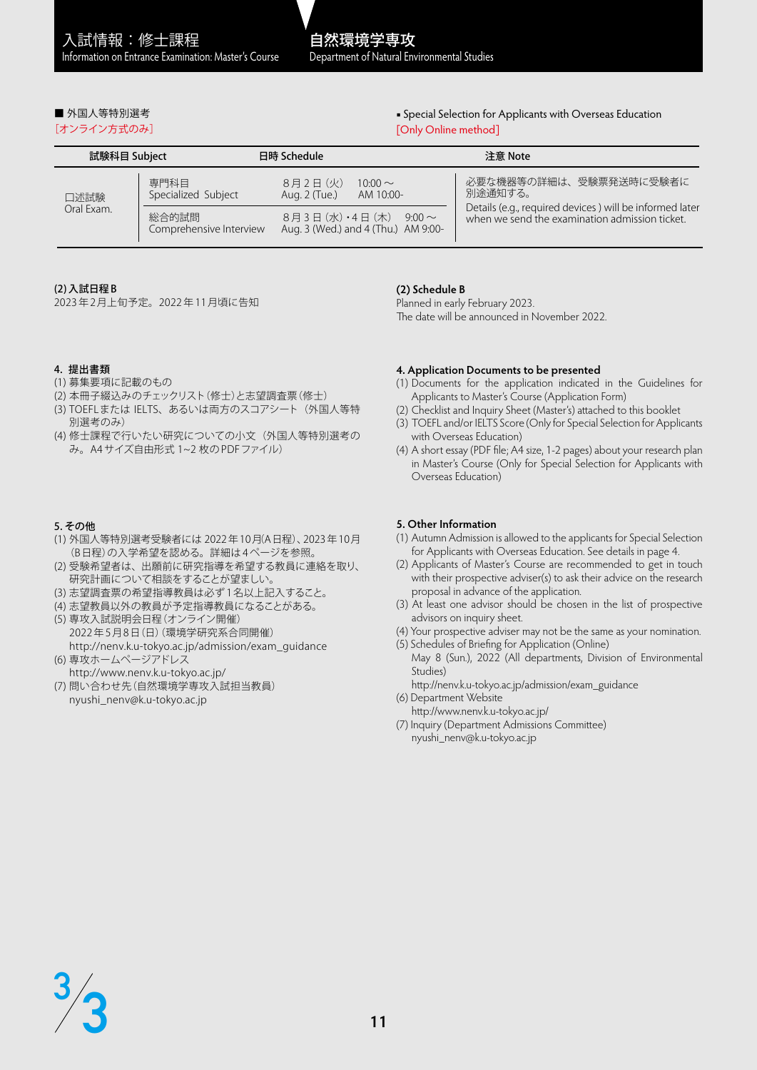# 入試情報：修士課程
Information on Entrance Examination: Master's Course

# 自然環境学専攻
Department of Natural Environmental Studies

■ 外国人等特別選考
［オンライン方式のみ］

▪ Special Selection for Applicants with Overseas Education
[Only Online method]

| 試験科目 Subject | | 日時 Schedule | 注意 Note |
|---|---|---|---|
| 口述試験 Oral Exam. | 専門科目 Specialized Subject | 8月2日（火） 10:00～ Aug. 2 (Tue.) AM 10:00- | 必要な機器等の詳細は、受験票発送時に受験者に別途通知する。 Details (e.g., required devices ) will be informed later when we send the examination admission ticket. |
| | 総合的試問 Comprehensive Interview | 8月3日（水）・4日（木） 9:00～ Aug. 3 (Wed.) and 4 (Thu.) AM 9:00- | |

**(2) 入試日程 B**
2023年2月上旬予定。2022年11月頃に告知

**(2) Schedule B**
Planned in early February 2023.
The date will be announced in November 2022.

## 4. 提出書類

(1) 募集要項に記載のもの
(2) 本冊子綴込みのチェックリスト（修士）と志望調査票（修士）
(3) TOEFLまたは IELTS、あるいは両方のスコアシート（外国人等特別選考のみ）
(4) 修士課程で行いたい研究についての小文（外国人等特別選考のみ。A4サイズ自由形式 1~2 枚の PDF ファイル）

## 4. Application Documents to be presented

(1) Documents for the application indicated in the Guidelines for Applicants to Master's Course (Application Form)
(2) Checklist and Inquiry Sheet (Master's) attached to this booklet
(3) TOEFL and/or IELTS Score (Only for Special Selection for Applicants with Overseas Education)
(4) A short essay (PDF file; A4 size, 1-2 pages) about your research plan in Master's Course (Only for Special Selection for Applicants with Overseas Education)

## 5. その他

(1) 外国人等特別選考受験者には 2022年10月(A日程)、2023年10月(B日程)の入学希望を認める。詳細は4ページを参照。
(2) 受験希望者は、出願前に研究指導を希望する教員に連絡を取り、研究計画について相談をすることが望ましい。
(3) 志望調査票の希望指導教員は必ず1名以上記入すること。
(4) 志望教員以外の教員が予定指導教員になることがある。
(5) 専攻入試説明会日程（オンライン開催）
2022年5月8日（日）（環境学研究系合同開催）
http://nenv.k.u-tokyo.ac.jp/admission/exam_guidance
(6) 専攻ホームページアドレス
http://www.nenv.k.u-tokyo.ac.jp/
(7) 問い合わせ先（自然環境学専攻入試担当教員）
nyushi_nenv@k.u-tokyo.ac.jp

## 5. Other Information

(1) Autumn Admission is allowed to the applicants for Special Selection for Applicants with Overseas Education. See details in page 4.
(2) Applicants of Master's Course are recommended to get in touch with their prospective adviser(s) to ask their advice on the research proposal in advance of the application.
(3) At least one advisor should be chosen in the list of prospective advisors on inquiry sheet.
(4) Your prospective adviser may not be the same as your nomination.
(5) Schedules of Briefing for Application (Online)
May 8 (Sun.), 2022 (All departments, Division of Environmental Studies)
http://nenv.k.u-tokyo.ac.jp/admission/exam_guidance
(6) Department Website
http://www.nenv.k.u-tokyo.ac.jp/
(7) Inquiry (Department Admissions Committee)
nyushi_nenv@k.u-tokyo.ac.jp